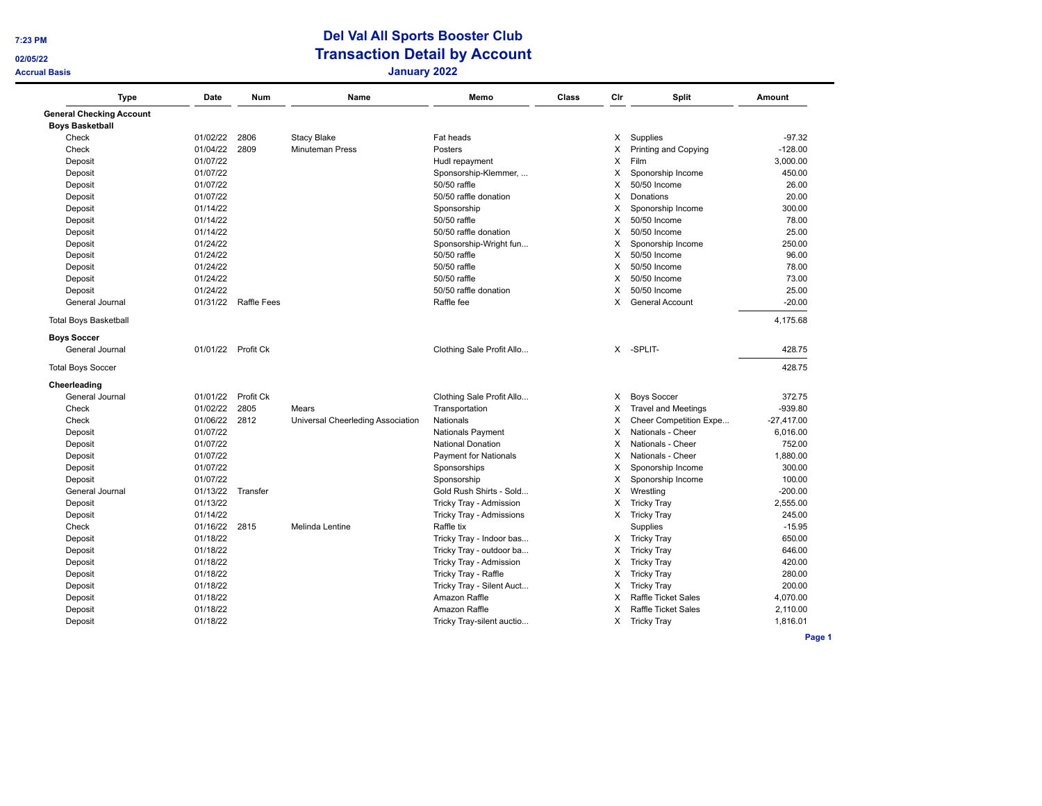7:23 PM

02/05/22

Accrual Basis

# Del Val All Sports Booster Club
## Transaction Detail by Account
### January 2022

| Type | Date | Num | Name | Memo | Class | Clr | Split | Amount |
|---|---|---|---|---|---|---|---|---|
| **General Checking Account** | | | | | | | | |
| **Boys Basketball** | | | | | | | | |
| Check | 01/02/22 | 2806 | Stacy Blake | Fat heads | | X | Supplies | -97.32 |
| Check | 01/04/22 | 2809 | Minuteman Press | Posters | | X | Printing and Copying | -128.00 |
| Deposit | 01/07/22 | | | Hudl repayment | | X | Film | 3,000.00 |
| Deposit | 01/07/22 | | | Sponsorship-Klemmer, ... | | X | Sponorship Income | 450.00 |
| Deposit | 01/07/22 | | | 50/50 raffle | | X | 50/50 Income | 26.00 |
| Deposit | 01/07/22 | | | 50/50 raffle donation | | X | Donations | 20.00 |
| Deposit | 01/14/22 | | | Sponsorship | | X | Sponorship Income | 300.00 |
| Deposit | 01/14/22 | | | 50/50 raffle | | X | 50/50 Income | 78.00 |
| Deposit | 01/14/22 | | | 50/50 raffle donation | | X | 50/50 Income | 25.00 |
| Deposit | 01/24/22 | | | Sponsorship-Wright fun... | | X | Sponorship Income | 250.00 |
| Deposit | 01/24/22 | | | 50/50 raffle | | X | 50/50 Income | 96.00 |
| Deposit | 01/24/22 | | | 50/50 raffle | | X | 50/50 Income | 78.00 |
| Deposit | 01/24/22 | | | 50/50 raffle | | X | 50/50 Income | 73.00 |
| Deposit | 01/24/22 | | | 50/50 raffle donation | | X | 50/50 Income | 25.00 |
| General Journal | 01/31/22 | Raffle Fees | | Raffle fee | | X | General Account | -20.00 |
| Total Boys Basketball | | | | | | | | 4,175.68 |
| **Boys Soccer** | | | | | | | | |
| General Journal | 01/01/22 | Profit Ck | | Clothing Sale Profit Allo... | | X | -SPLIT- | 428.75 |
| Total Boys Soccer | | | | | | | | 428.75 |
| **Cheerleading** | | | | | | | | |
| General Journal | 01/01/22 | Profit Ck | | Clothing Sale Profit Allo... | | X | Boys Soccer | 372.75 |
| Check | 01/02/22 | 2805 | Mears | Transportation | | X | Travel and Meetings | -939.80 |
| Check | 01/06/22 | 2812 | Universal Cheerleding Association | Nationals | | X | Cheer Competition Expe... | -27,417.00 |
| Deposit | 01/07/22 | | | Nationals Payment | | X | Nationals - Cheer | 6,016.00 |
| Deposit | 01/07/22 | | | National Donation | | X | Nationals - Cheer | 752.00 |
| Deposit | 01/07/22 | | | Payment for Nationals | | X | Nationals - Cheer | 1,880.00 |
| Deposit | 01/07/22 | | | Sponsorships | | X | Sponorship Income | 300.00 |
| Deposit | 01/07/22 | | | Sponsorship | | X | Sponorship Income | 100.00 |
| General Journal | 01/13/22 | Transfer | | Gold Rush Shirts - Sold... | | X | Wrestling | -200.00 |
| Deposit | 01/13/22 | | | Tricky Tray - Admission | | X | Tricky Tray | 2,555.00 |
| Deposit | 01/14/22 | | | Tricky Tray - Admissions | | X | Tricky Tray | 245.00 |
| Check | 01/16/22 | 2815 | Melinda Lentine | Raffle tix | | | Supplies | -15.95 |
| Deposit | 01/18/22 | | | Tricky Tray - Indoor bas... | | X | Tricky Tray | 650.00 |
| Deposit | 01/18/22 | | | Tricky Tray - outdoor ba... | | X | Tricky Tray | 646.00 |
| Deposit | 01/18/22 | | | Tricky Tray - Admission | | X | Tricky Tray | 420.00 |
| Deposit | 01/18/22 | | | Tricky Tray - Raffle | | X | Tricky Tray | 280.00 |
| Deposit | 01/18/22 | | | Tricky Tray - Silent Auct... | | X | Tricky Tray | 200.00 |
| Deposit | 01/18/22 | | | Amazon Raffle | | X | Raffle Ticket Sales | 4,070.00 |
| Deposit | 01/18/22 | | | Amazon Raffle | | X | Raffle Ticket Sales | 2,110.00 |
| Deposit | 01/18/22 | | | Tricky Tray-silent auctio... | | X | Tricky Tray | 1,816.01 |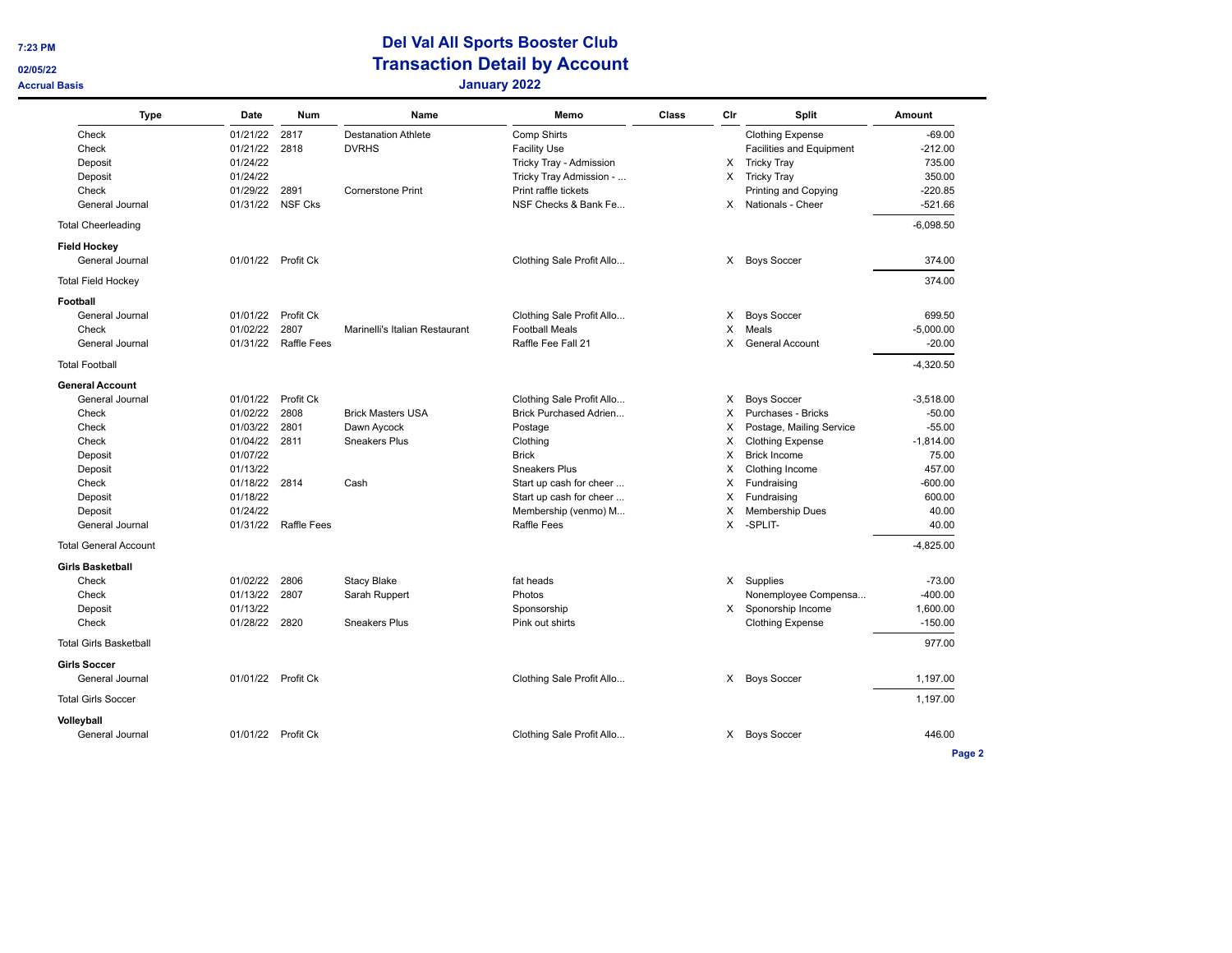# Del Val All Sports Booster Club

## Transaction Detail by Account

### January 2022

| Type | Date | Num | Name | Memo | Class | Clr | Split | Amount |
|---|---|---|---|---|---|---|---|---|
| Check | 01/21/22 | 2817 | Destanation Athlete | Comp Shirts | | | Clothing Expense | -69.00 |
| Check | 01/21/22 | 2818 | DVRHS | Facility Use | | | Facilities and Equipment | -212.00 |
| Deposit | 01/24/22 | | | Tricky Tray - Admission | | X | Tricky Tray | 735.00 |
| Deposit | 01/24/22 | | | Tricky Tray Admission - ... | | X | Tricky Tray | 350.00 |
| Check | 01/29/22 | 2891 | Cornerstone Print | Print raffle tickets | | | Printing and Copying | -220.85 |
| General Journal | 01/31/22 | NSF Cks | | NSF Checks & Bank Fe... | | X | Nationals - Cheer | -521.66 |
| Total Cheerleading | | | | | | | | -6,098.50 |
| **Field Hockey** | | | | | | | | |
| General Journal | 01/01/22 | Profit Ck | | Clothing Sale Profit Allo... | | X | Boys Soccer | 374.00 |
| Total Field Hockey | | | | | | | | 374.00 |
| **Football** | | | | | | | | |
| General Journal | 01/01/22 | Profit Ck | | Clothing Sale Profit Allo... | | X | Boys Soccer | 699.50 |
| Check | 01/02/22 | 2807 | Marinelli's Italian Restaurant | Football Meals | | X | Meals | -5,000.00 |
| General Journal | 01/31/22 | Raffle Fees | | Raffle Fee Fall 21 | | X | General Account | -20.00 |
| Total Football | | | | | | | | -4,320.50 |
| **General Account** | | | | | | | | |
| General Journal | 01/01/22 | Profit Ck | | Clothing Sale Profit Allo... | | X | Boys Soccer | -3,518.00 |
| Check | 01/02/22 | 2808 | Brick Masters USA | Brick Purchased Adrien... | | X | Purchases - Bricks | -50.00 |
| Check | 01/03/22 | 2801 | Dawn Aycock | Postage | | X | Postage, Mailing Service | -55.00 |
| Check | 01/04/22 | 2811 | Sneakers Plus | Clothing | | X | Clothing Expense | -1,814.00 |
| Deposit | 01/07/22 | | | Brick | | X | Brick Income | 75.00 |
| Deposit | 01/13/22 | | | Sneakers Plus | | X | Clothing Income | 457.00 |
| Check | 01/18/22 | 2814 | Cash | Start up cash for cheer ... | | X | Fundraising | -600.00 |
| Deposit | 01/18/22 | | | Start up cash for cheer ... | | X | Fundraising | 600.00 |
| Deposit | 01/24/22 | | | Membership (venmo) M... | | X | Membership Dues | 40.00 |
| General Journal | 01/31/22 | Raffle Fees | | Raffle Fees | | X | -SPLIT- | 40.00 |
| Total General Account | | | | | | | | -4,825.00 |
| **Girls Basketball** | | | | | | | | |
| Check | 01/02/22 | 2806 | Stacy Blake | fat heads | | X | Supplies | -73.00 |
| Check | 01/13/22 | 2807 | Sarah Ruppert | Photos | | | Nonemployee Compensa... | -400.00 |
| Deposit | 01/13/22 | | | Sponsorship | | X | Sponorship Income | 1,600.00 |
| Check | 01/28/22 | 2820 | Sneakers Plus | Pink out shirts | | | Clothing Expense | -150.00 |
| Total Girls Basketball | | | | | | | | 977.00 |
| **Girls Soccer** | | | | | | | | |
| General Journal | 01/01/22 | Profit Ck | | Clothing Sale Profit Allo... | | X | Boys Soccer | 1,197.00 |
| Total Girls Soccer | | | | | | | | 1,197.00 |
| **Volleyball** | | | | | | | | |
| General Journal | 01/01/22 | Profit Ck | | Clothing Sale Profit Allo... | | X | Boys Soccer | 446.00 |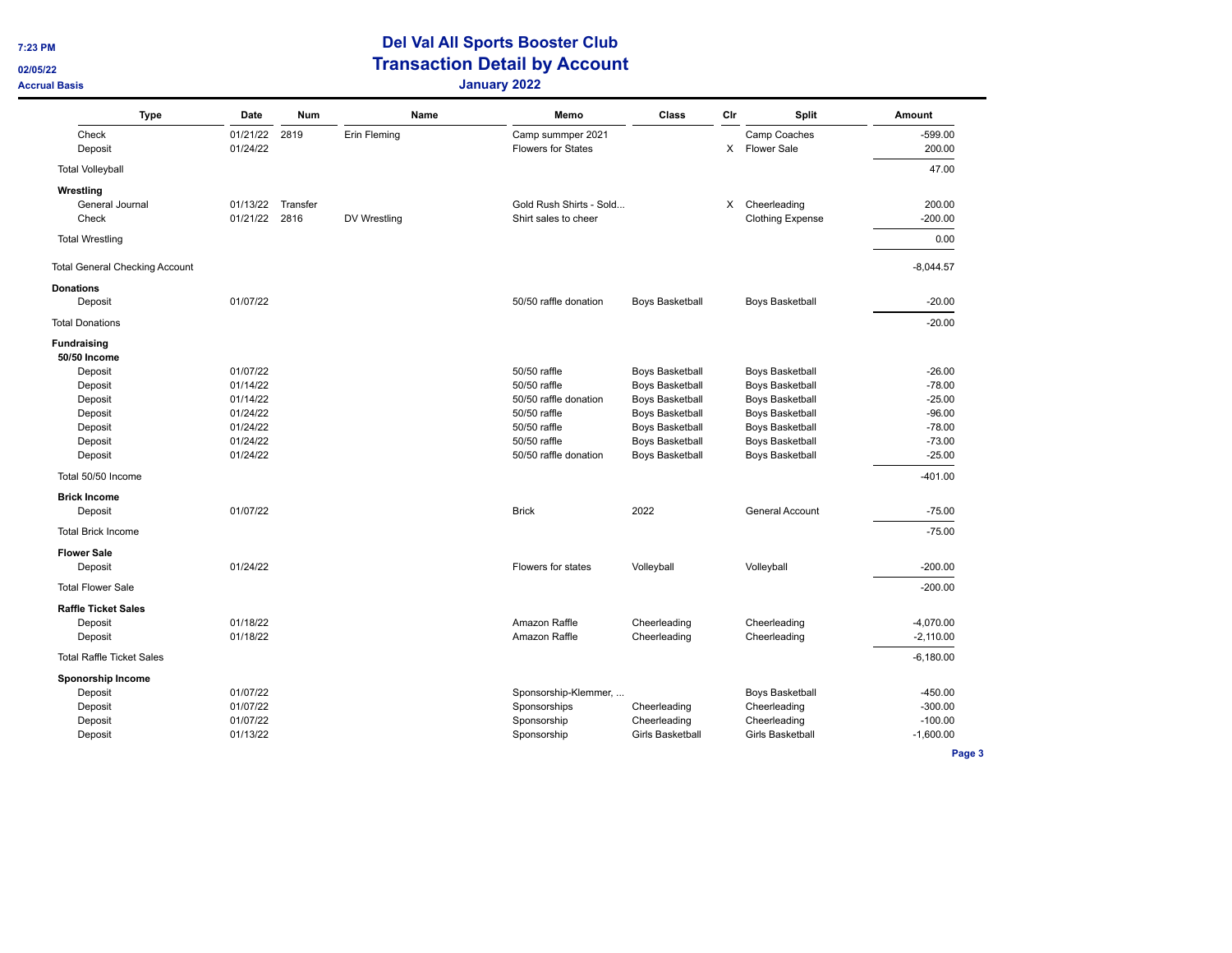# Del Val All Sports Booster Club
## Transaction Detail by Account
### January 2022

7:23 PM
02/05/22
Accrual Basis

| Type | Date | Num | Name | Memo | Class | Clr | Split | Amount |
|---|---|---|---|---|---|---|---|---|
| Check | 01/21/22 | 2819 | Erin Fleming | Camp summper 2021 | | | Camp Coaches | -599.00 |
| Deposit | 01/24/22 | | | Flowers for States | | X | Flower Sale | 200.00 |
| Total Volleyball | | | | | | | | 47.00 |
| **Wrestling** | | | | | | | | |
| General Journal | 01/13/22 | Transfer | | Gold Rush Shirts - Sold... | | X | Cheerleading | 200.00 |
| Check | 01/21/22 | 2816 | DV Wrestling | Shirt sales to cheer | | | Clothing Expense | -200.00 |
| Total Wrestling | | | | | | | | 0.00 |
| Total General Checking Account | | | | | | | | -8,044.57 |
| **Donations** | | | | | | | | |
| Deposit | 01/07/22 | | | 50/50 raffle donation | Boys Basketball | | Boys Basketball | -20.00 |
| Total Donations | | | | | | | | -20.00 |
| **Fundraising** | | | | | | | | |
| **50/50 Income** | | | | | | | | |
| Deposit | 01/07/22 | | | 50/50 raffle | Boys Basketball | | Boys Basketball | -26.00 |
| Deposit | 01/14/22 | | | 50/50 raffle | Boys Basketball | | Boys Basketball | -78.00 |
| Deposit | 01/14/22 | | | 50/50 raffle donation | Boys Basketball | | Boys Basketball | -25.00 |
| Deposit | 01/24/22 | | | 50/50 raffle | Boys Basketball | | Boys Basketball | -96.00 |
| Deposit | 01/24/22 | | | 50/50 raffle | Boys Basketball | | Boys Basketball | -78.00 |
| Deposit | 01/24/22 | | | 50/50 raffle | Boys Basketball | | Boys Basketball | -73.00 |
| Deposit | 01/24/22 | | | 50/50 raffle donation | Boys Basketball | | Boys Basketball | -25.00 |
| Total 50/50 Income | | | | | | | | -401.00 |
| **Brick Income** | | | | | | | | |
| Deposit | 01/07/22 | | | Brick | 2022 | | General Account | -75.00 |
| Total Brick Income | | | | | | | | -75.00 |
| **Flower Sale** | | | | | | | | |
| Deposit | 01/24/22 | | | Flowers for states | Volleyball | | Volleyball | -200.00 |
| Total Flower Sale | | | | | | | | -200.00 |
| **Raffle Ticket Sales** | | | | | | | | |
| Deposit | 01/18/22 | | | Amazon Raffle | Cheerleading | | Cheerleading | -4,070.00 |
| Deposit | 01/18/22 | | | Amazon Raffle | Cheerleading | | Cheerleading | -2,110.00 |
| Total Raffle Ticket Sales | | | | | | | | -6,180.00 |
| **Sponsorship Income** | | | | | | | | |
| Deposit | 01/07/22 | | | Sponsorship-Klemmer, ... | | | Boys Basketball | -450.00 |
| Deposit | 01/07/22 | | | Sponsorships | Cheerleading | | Cheerleading | -300.00 |
| Deposit | 01/07/22 | | | Sponsorship | Cheerleading | | Cheerleading | -100.00 |
| Deposit | 01/13/22 | | | Sponsorship | Girls Basketball | | Girls Basketball | -1,600.00 |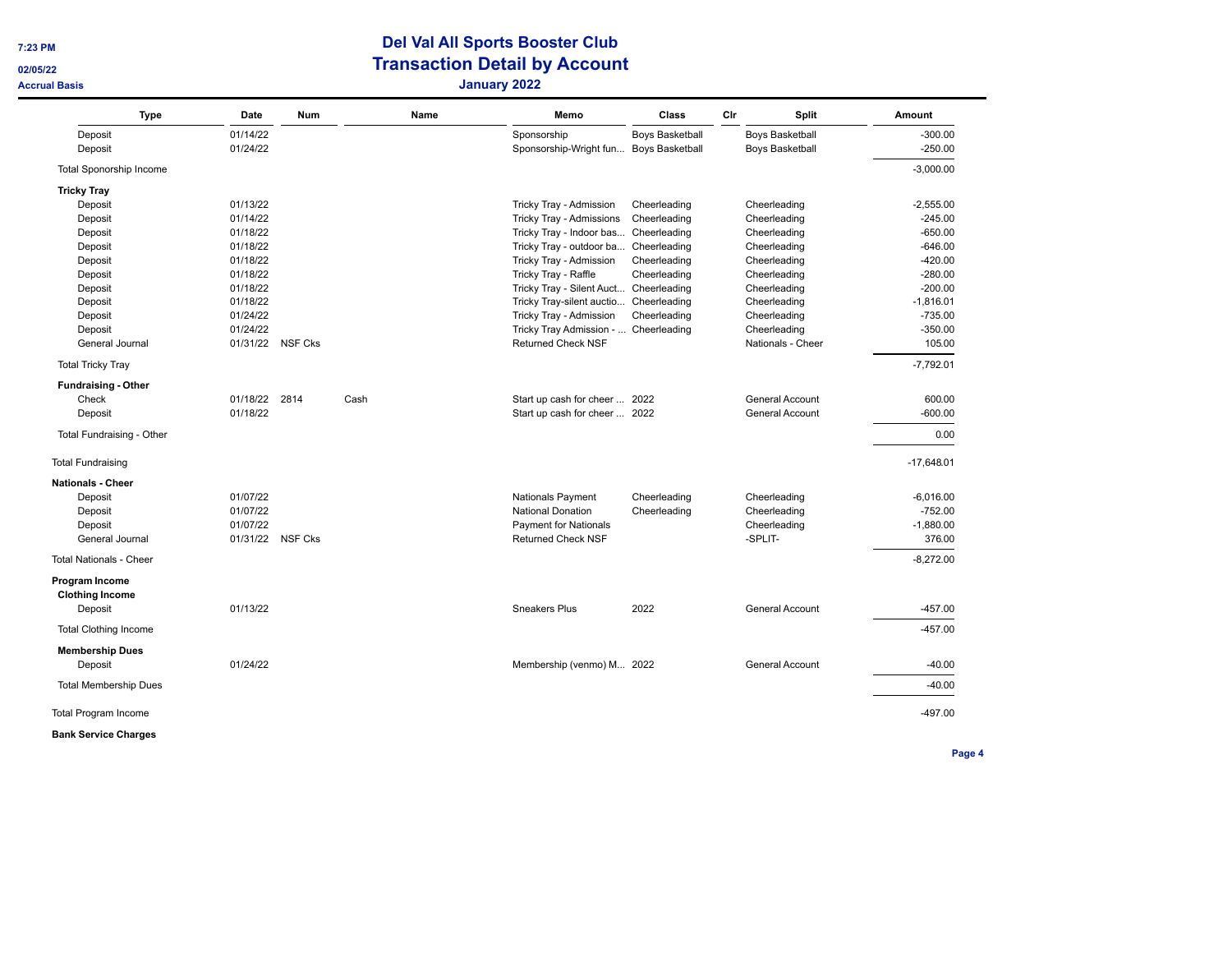# Del Val All Sports Booster Club
## Transaction Detail by Account
### January 2022

7:23 PM
02/05/22
Accrual Basis

| Type | Date | Num | Name | Memo | Class | Clr | Split | Amount |
|---|---|---|---|---|---|---|---|---|
| Deposit | 01/14/22 | | | Sponsorship | Boys Basketball | | Boys Basketball | -300.00 |
| Deposit | 01/24/22 | | | Sponsorship-Wright fun... | Boys Basketball | | Boys Basketball | -250.00 |
| Total Sponorship Income | | | | | | | | -3,000.00 |
| **Tricky Tray** | | | | | | | | |
| Deposit | 01/13/22 | | | Tricky Tray - Admission | Cheerleading | | Cheerleading | -2,555.00 |
| Deposit | 01/14/22 | | | Tricky Tray - Admissions | Cheerleading | | Cheerleading | -245.00 |
| Deposit | 01/18/22 | | | Tricky Tray - Indoor bas... | Cheerleading | | Cheerleading | -650.00 |
| Deposit | 01/18/22 | | | Tricky Tray - outdoor ba... | Cheerleading | | Cheerleading | -646.00 |
| Deposit | 01/18/22 | | | Tricky Tray - Admission | Cheerleading | | Cheerleading | -420.00 |
| Deposit | 01/18/22 | | | Tricky Tray - Raffle | Cheerleading | | Cheerleading | -280.00 |
| Deposit | 01/18/22 | | | Tricky Tray - Silent Auct... | Cheerleading | | Cheerleading | -200.00 |
| Deposit | 01/18/22 | | | Tricky Tray-silent auctio... | Cheerleading | | Cheerleading | -1,816.01 |
| Deposit | 01/24/22 | | | Tricky Tray - Admission | Cheerleading | | Cheerleading | -735.00 |
| Deposit | 01/24/22 | | | Tricky Tray Admission - ... | Cheerleading | | Cheerleading | -350.00 |
| General Journal | 01/31/22 | NSF Cks | | Returned Check NSF | | | Nationals - Cheer | 105.00 |
| Total Tricky Tray | | | | | | | | -7,792.01 |
| **Fundraising - Other** | | | | | | | | |
| Check | 01/18/22 | 2814 | Cash | Start up cash for cheer ... | 2022 | | General Account | 600.00 |
| Deposit | 01/18/22 | | | Start up cash for cheer ... | 2022 | | General Account | -600.00 |
| Total Fundraising - Other | | | | | | | | 0.00 |
| Total Fundraising | | | | | | | | -17,648.01 |
| **Nationals - Cheer** | | | | | | | | |
| Deposit | 01/07/22 | | | Nationals Payment | Cheerleading | | Cheerleading | -6,016.00 |
| Deposit | 01/07/22 | | | National Donation | Cheerleading | | Cheerleading | -752.00 |
| Deposit | 01/07/22 | | | Payment for Nationals | | | Cheerleading | -1,880.00 |
| General Journal | 01/31/22 | NSF Cks | | Returned Check NSF | | | -SPLIT- | 376.00 |
| Total Nationals - Cheer | | | | | | | | -8,272.00 |
| **Program Income** | | | | | | | | |
| **Clothing Income** | | | | | | | | |
| Deposit | 01/13/22 | | | Sneakers Plus | 2022 | | General Account | -457.00 |
| Total Clothing Income | | | | | | | | -457.00 |
| **Membership Dues** | | | | | | | | |
| Deposit | 01/24/22 | | | Membership (venmo) M... | 2022 | | General Account | -40.00 |
| Total Membership Dues | | | | | | | | -40.00 |
| Total Program Income | | | | | | | | -497.00 |
| **Bank Service Charges** | | | | | | | | |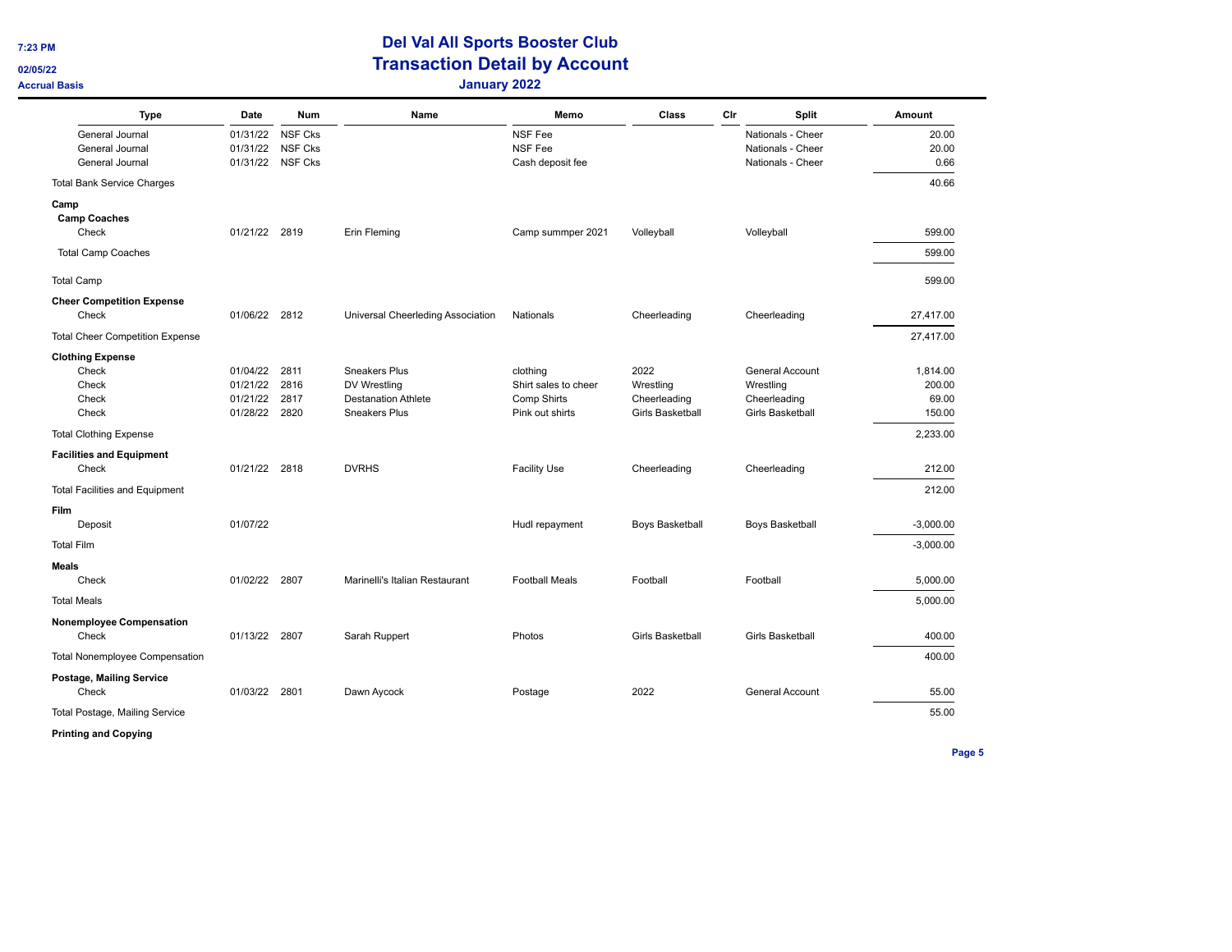# Del Val All Sports Booster Club

## Transaction Detail by Account

### January 2022

Accrual Basis

| Type | Date | Num | Name | Memo | Class | Clr | Split | Amount |
|---|---|---|---|---|---|---|---|---|
| General Journal | 01/31/22 | NSF Cks | | NSF Fee | | | Nationals - Cheer | 20.00 |
| General Journal | 01/31/22 | NSF Cks | | NSF Fee | | | Nationals - Cheer | 20.00 |
| General Journal | 01/31/22 | NSF Cks | | Cash deposit fee | | | Nationals - Cheer | 0.66 |
| Total Bank Service Charges | | | | | | | | 40.66 |
| **Camp** | | | | | | | | |
| **Camp Coaches** | | | | | | | | |
| Check | 01/21/22 | 2819 | Erin Fleming | Camp summper 2021 | Volleyball | | Volleyball | 599.00 |
| Total Camp Coaches | | | | | | | | 599.00 |
| Total Camp | | | | | | | | 599.00 |
| **Cheer Competition Expense** | | | | | | | | |
| Check | 01/06/22 | 2812 | Universal Cheerleding Association | Nationals | Cheerleading | | Cheerleading | 27,417.00 |
| Total Cheer Competition Expense | | | | | | | | 27,417.00 |
| **Clothing Expense** | | | | | | | | |
| Check | 01/04/22 | 2811 | Sneakers Plus | clothing | 2022 | | General Account | 1,814.00 |
| Check | 01/21/22 | 2816 | DV Wrestling | Shirt sales to cheer | Wrestling | | Wrestling | 200.00 |
| Check | 01/21/22 | 2817 | Destanation Athlete | Comp Shirts | Cheerleading | | Cheerleading | 69.00 |
| Check | 01/28/22 | 2820 | Sneakers Plus | Pink out shirts | Girls Basketball | | Girls Basketball | 150.00 |
| Total Clothing Expense | | | | | | | | 2,233.00 |
| **Facilities and Equipment** | | | | | | | | |
| Check | 01/21/22 | 2818 | DVRHS | Facility Use | Cheerleading | | Cheerleading | 212.00 |
| Total Facilities and Equipment | | | | | | | | 212.00 |
| **Film** | | | | | | | | |
| Deposit | 01/07/22 | | | Hudl repayment | Boys Basketball | | Boys Basketball | -3,000.00 |
| Total Film | | | | | | | | -3,000.00 |
| **Meals** | | | | | | | | |
| Check | 01/02/22 | 2807 | Marinelli's Italian Restaurant | Football Meals | Football | | Football | 5,000.00 |
| Total Meals | | | | | | | | 5,000.00 |
| **Nonemployee Compensation** | | | | | | | | |
| Check | 01/13/22 | 2807 | Sarah Ruppert | Photos | Girls Basketball | | Girls Basketball | 400.00 |
| Total Nonemployee Compensation | | | | | | | | 400.00 |
| **Postage, Mailing Service** | | | | | | | | |
| Check | 01/03/22 | 2801 | Dawn Aycock | Postage | 2022 | | General Account | 55.00 |
| Total Postage, Mailing Service | | | | | | | | 55.00 |
| **Printing and Copying** | | | | | | | | |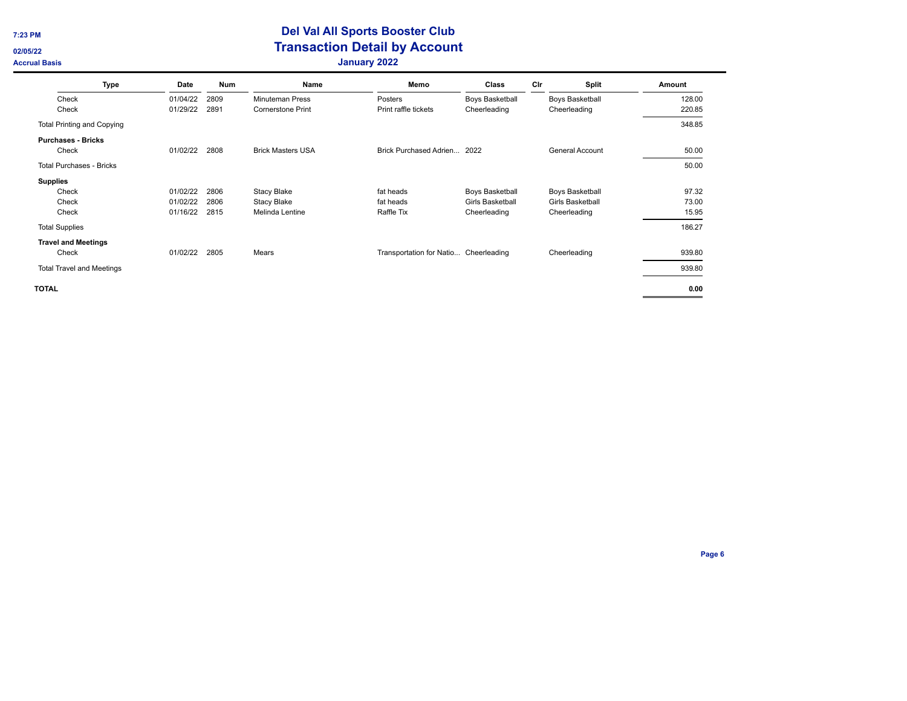# Del Val All Sports Booster Club

## Transaction Detail by Account

### January 2022

| Type | Date | Num | Name | Memo | Class | Clr | Split | Amount |
|---|---|---|---|---|---|---|---|---|
| Check | 01/04/22 | 2809 | Minuteman Press | Posters | Boys Basketball | | Boys Basketball | 128.00 |
| Check | 01/29/22 | 2891 | Cornerstone Print | Print raffle tickets | Cheerleading | | Cheerleading | 220.85 |
| Total Printing and Copying | | | | | | | | 348.85 |
| **Purchases - Bricks** | | | | | | | | |
| Check | 01/02/22 | 2808 | Brick Masters USA | Brick Purchased Adrien... | 2022 | | General Account | 50.00 |
| Total Purchases - Bricks | | | | | | | | 50.00 |
| **Supplies** | | | | | | | | |
| Check | 01/02/22 | 2806 | Stacy Blake | fat heads | Boys Basketball | | Boys Basketball | 97.32 |
| Check | 01/02/22 | 2806 | Stacy Blake | fat heads | Girls Basketball | | Girls Basketball | 73.00 |
| Check | 01/16/22 | 2815 | Melinda Lentine | Raffle Tix | Cheerleading | | Cheerleading | 15.95 |
| Total Supplies | | | | | | | | 186.27 |
| **Travel and Meetings** | | | | | | | | |
| Check | 01/02/22 | 2805 | Mears | Transportation for Natio... | Cheerleading | | Cheerleading | 939.80 |
| Total Travel and Meetings | | | | | | | | 939.80 |
| **TOTAL** | | | | | | | | **0.00** |